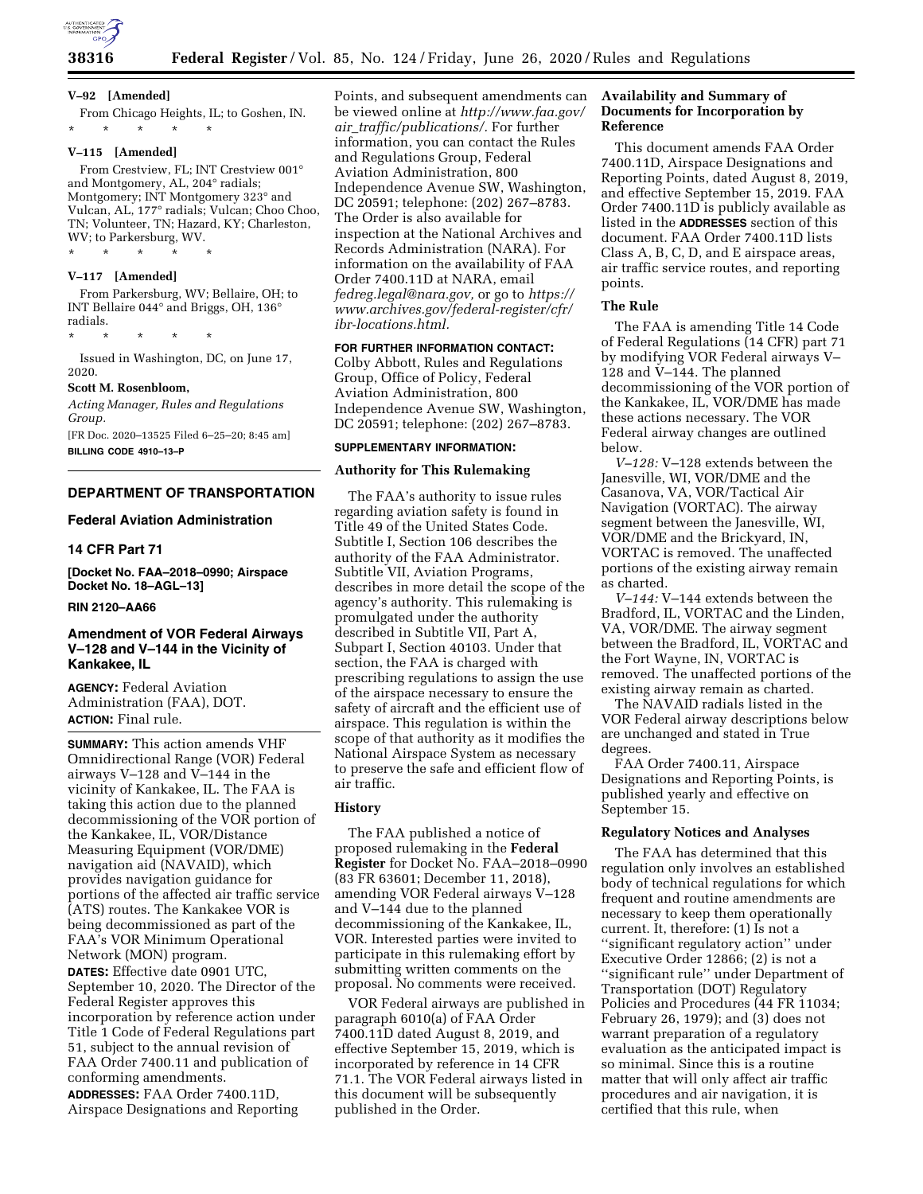**V–92 [Amended]**

From Chicago Heights, IL; to Goshen, IN.

\* \* \* \* \*

**V–115 [Amended]**

From Crestview, FL; INT Crestview 001° and Montgomery, AL, 204° radials; Montgomery; INT Montgomery 323° and Vulcan, AL, 177° radials; Vulcan; Choo Choo, TN; Volunteer, TN; Hazard, KY; Charleston, WV; to Parkersburg, WV.

\* \* \* \* \*

**V–117 [Amended]**

From Parkersburg, WV; Bellaire, OH; to INT Bellaire 044° and Briggs, OH, 136° radials.

\* \* \* \* \*

Issued in Washington, DC, on June 17, 2020.

**Scott M. Rosenbloom,**

*Acting Manager, Rules and Regulations Group.*

[FR Doc. 2020–13525 Filed 6–25–20; 8:45 am]

**BILLING CODE 4910–13–P**

## DEPARTMENT OF TRANSPORTATION

### Federal Aviation Administration

### 14 CFR Part 71

**[Docket No. FAA–2018–0990; Airspace Docket No. 18–AGL–13]**

**RIN 2120–AA66**

### Amendment of VOR Federal Airways V–128 and V–144 in the Vicinity of Kankakee, IL

**AGENCY:** Federal Aviation Administration (FAA), DOT.

**ACTION:** Final rule.

**SUMMARY:** This action amends VHF Omnidirectional Range (VOR) Federal airways V–128 and V–144 in the vicinity of Kankakee, IL. The FAA is taking this action due to the planned decommissioning of the VOR portion of the Kankakee, IL, VOR/Distance Measuring Equipment (VOR/DME) navigation aid (NAVAID), which provides navigation guidance for portions of the affected air traffic service (ATS) routes. The Kankakee VOR is being decommissioned as part of the FAA's VOR Minimum Operational Network (MON) program.

**DATES:** Effective date 0901 UTC, September 10, 2020. The Director of the Federal Register approves this incorporation by reference action under Title 1 Code of Federal Regulations part 51, subject to the annual revision of FAA Order 7400.11 and publication of conforming amendments.

**ADDRESSES:** FAA Order 7400.11D, Airspace Designations and Reporting Points, and subsequent amendments can be viewed online at *http://www.faa.gov/air_traffic/publications/*. For further information, you can contact the Rules and Regulations Group, Federal Aviation Administration, 800 Independence Avenue SW, Washington, DC 20591; telephone: (202) 267–8783. The Order is also available for inspection at the National Archives and Records Administration (NARA). For information on the availability of FAA Order 7400.11D at NARA, email *fedreg.legal@nara.gov,* or go to *https://www.archives.gov/federal-register/cfr/ibr-locations.html.*

**FOR FURTHER INFORMATION CONTACT:** Colby Abbott, Rules and Regulations Group, Office of Policy, Federal Aviation Administration, 800 Independence Avenue SW, Washington, DC 20591; telephone: (202) 267–8783.

**SUPPLEMENTARY INFORMATION:**

#### Authority for This Rulemaking

The FAA's authority to issue rules regarding aviation safety is found in Title 49 of the United States Code. Subtitle I, Section 106 describes the authority of the FAA Administrator. Subtitle VII, Aviation Programs, describes in more detail the scope of the agency's authority. This rulemaking is promulgated under the authority described in Subtitle VII, Part A, Subpart I, Section 40103. Under that section, the FAA is charged with prescribing regulations to assign the use of the airspace necessary to ensure the safety of aircraft and the efficient use of airspace. This regulation is within the scope of that authority as it modifies the National Airspace System as necessary to preserve the safe and efficient flow of air traffic.

#### History

The FAA published a notice of proposed rulemaking in the **Federal Register** for Docket No. FAA–2018–0990 (83 FR 63601; December 11, 2018), amending VOR Federal airways V–128 and V–144 due to the planned decommissioning of the Kankakee, IL, VOR. Interested parties were invited to participate in this rulemaking effort by submitting written comments on the proposal. No comments were received.

VOR Federal airways are published in paragraph 6010(a) of FAA Order 7400.11D dated August 8, 2019, and effective September 15, 2019, which is incorporated by reference in 14 CFR 71.1. The VOR Federal airways listed in this document will be subsequently published in the Order.

#### Availability and Summary of Documents for Incorporation by Reference

This document amends FAA Order 7400.11D, Airspace Designations and Reporting Points, dated August 8, 2019, and effective September 15, 2019. FAA Order 7400.11D is publicly available as listed in the **ADDRESSES** section of this document. FAA Order 7400.11D lists Class A, B, C, D, and E airspace areas, air traffic service routes, and reporting points.

#### The Rule

The FAA is amending Title 14 Code of Federal Regulations (14 CFR) part 71 by modifying VOR Federal airways V–128 and V–144. The planned decommissioning of the VOR portion of the Kankakee, IL, VOR/DME has made these actions necessary. The VOR Federal airway changes are outlined below.

*V–128:* V–128 extends between the Janesville, WI, VOR/DME and the Casanova, VA, VOR/Tactical Air Navigation (VORTAC). The airway segment between the Janesville, WI, VOR/DME and the Brickyard, IN, VORTAC is removed. The unaffected portions of the existing airway remain as charted.

*V–144:* V–144 extends between the Bradford, IL, VORTAC and the Linden, VA, VOR/DME. The airway segment between the Bradford, IL, VORTAC and the Fort Wayne, IN, VORTAC is removed. The unaffected portions of the existing airway remain as charted.

The NAVAID radials listed in the VOR Federal airway descriptions below are unchanged and stated in True degrees.

FAA Order 7400.11, Airspace Designations and Reporting Points, is published yearly and effective on September 15.

#### Regulatory Notices and Analyses

The FAA has determined that this regulation only involves an established body of technical regulations for which frequent and routine amendments are necessary to keep them operationally current. It, therefore: (1) Is not a ''significant regulatory action'' under Executive Order 12866; (2) is not a ''significant rule'' under Department of Transportation (DOT) Regulatory Policies and Procedures (44 FR 11034; February 26, 1979); and (3) does not warrant preparation of a regulatory evaluation as the anticipated impact is so minimal. Since this is a routine matter that will only affect air traffic procedures and air navigation, it is certified that this rule, when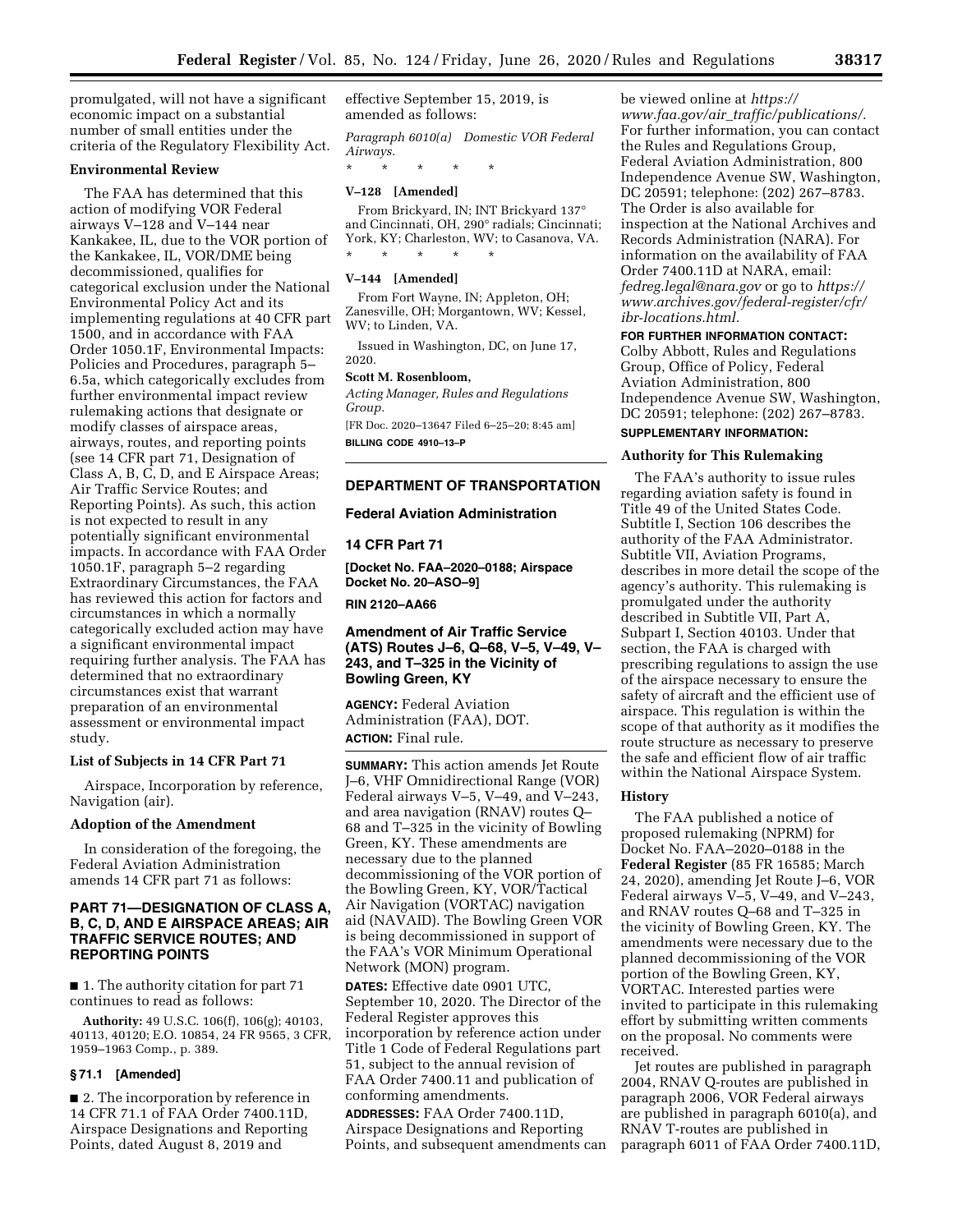promulgated, will not have a significant economic impact on a substantial number of small entities under the criteria of the Regulatory Flexibility Act.

### Environmental Review

The FAA has determined that this action of modifying VOR Federal airways V–128 and V–144 near Kankakee, IL, due to the VOR portion of the Kankakee, IL, VOR/DME being decommissioned, qualifies for categorical exclusion under the National Environmental Policy Act and its implementing regulations at 40 CFR part 1500, and in accordance with FAA Order 1050.1F, Environmental Impacts: Policies and Procedures, paragraph 5–6.5a, which categorically excludes from further environmental impact review rulemaking actions that designate or modify classes of airspace areas, airways, routes, and reporting points (see 14 CFR part 71, Designation of Class A, B, C, D, and E Airspace Areas; Air Traffic Service Routes; and Reporting Points). As such, this action is not expected to result in any potentially significant environmental impacts. In accordance with FAA Order 1050.1F, paragraph 5–2 regarding Extraordinary Circumstances, the FAA has reviewed this action for factors and circumstances in which a normally categorically excluded action may have a significant environmental impact requiring further analysis. The FAA has determined that no extraordinary circumstances exist that warrant preparation of an environmental assessment or environmental impact study.

### List of Subjects in 14 CFR Part 71

Airspace, Incorporation by reference, Navigation (air).

### Adoption of the Amendment

In consideration of the foregoing, the Federal Aviation Administration amends 14 CFR part 71 as follows:

## PART 71—DESIGNATION OF CLASS A, B, C, D, AND E AIRSPACE AREAS; AIR TRAFFIC SERVICE ROUTES; AND REPORTING POINTS

■ 1. The authority citation for part 71 continues to read as follows:

**Authority:** 49 U.S.C. 106(f), 106(g); 40103, 40113, 40120; E.O. 10854, 24 FR 9565, 3 CFR, 1959–1963 Comp., p. 389.

### § 71.1 [Amended]

■ 2. The incorporation by reference in 14 CFR 71.1 of FAA Order 7400.11D, Airspace Designations and Reporting Points, dated August 8, 2019 and effective September 15, 2019, is amended as follows:

*Paragraph 6010(a) Domestic VOR Federal Airways.*

\* \* \* \* \*

**V–128 [Amended]**

From Brickyard, IN; INT Brickyard 137° and Cincinnati, OH, 290° radials; Cincinnati; York, KY; Charleston, WV; to Casanova, VA.

\* \* \* \* \*

**V–144 [Amended]**

From Fort Wayne, IN; Appleton, OH; Zanesville, OH; Morgantown, WV; Kessel, WV; to Linden, VA.

Issued in Washington, DC, on June 17, 2020.

**Scott M. Rosenbloom,**

*Acting Manager, Rules and Regulations Group.*

[FR Doc. 2020–13647 Filed 6–25–20; 8:45 am]

**BILLING CODE 4910–13–P**

## DEPARTMENT OF TRANSPORTATION

## Federal Aviation Administration

## 14 CFR Part 71

**[Docket No. FAA–2020–0188; Airspace Docket No. 20–ASO–9]**

**RIN 2120–AA66**

## Amendment of Air Traffic Service (ATS) Routes J–6, Q–68, V–5, V–49, V–243, and T–325 in the Vicinity of Bowling Green, KY

**AGENCY:** Federal Aviation Administration (FAA), DOT.

**ACTION:** Final rule.

**SUMMARY:** This action amends Jet Route J–6, VHF Omnidirectional Range (VOR) Federal airways V–5, V–49, and V–243, and area navigation (RNAV) routes Q–68 and T–325 in the vicinity of Bowling Green, KY. These amendments are necessary due to the planned decommissioning of the VOR portion of the Bowling Green, KY, VOR/Tactical Air Navigation (VORTAC) navigation aid (NAVAID). The Bowling Green VOR is being decommissioned in support of the FAA's VOR Minimum Operational Network (MON) program.

**DATES:** Effective date 0901 UTC, September 10, 2020. The Director of the Federal Register approves this incorporation by reference action under Title 1 Code of Federal Regulations part 51, subject to the annual revision of FAA Order 7400.11 and publication of conforming amendments.

**ADDRESSES:** FAA Order 7400.11D, Airspace Designations and Reporting Points, and subsequent amendments can be viewed online at *https://www.faa.gov/air_traffic/publications/*. For further information, you can contact the Rules and Regulations Group, Federal Aviation Administration, 800 Independence Avenue SW, Washington, DC 20591; telephone: (202) 267–8783. The Order is also available for inspection at the National Archives and Records Administration (NARA). For information on the availability of FAA Order 7400.11D at NARA, email: *fedreg.legal@nara.gov* or go to *https://www.archives.gov/federal-register/cfr/ibr-locations.html*.

**FOR FURTHER INFORMATION CONTACT:** Colby Abbott, Rules and Regulations Group, Office of Policy, Federal Aviation Administration, 800 Independence Avenue SW, Washington, DC 20591; telephone: (202) 267–8783.

**SUPPLEMENTARY INFORMATION:**

### Authority for This Rulemaking

The FAA's authority to issue rules regarding aviation safety is found in Title 49 of the United States Code. Subtitle I, Section 106 describes the authority of the FAA Administrator. Subtitle VII, Aviation Programs, describes in more detail the scope of the agency's authority. This rulemaking is promulgated under the authority described in Subtitle VII, Part A, Subpart I, Section 40103. Under that section, the FAA is charged with prescribing regulations to assign the use of the airspace necessary to ensure the safety of aircraft and the efficient use of airspace. This regulation is within the scope of that authority as it modifies the route structure as necessary to preserve the safe and efficient flow of air traffic within the National Airspace System.

### History

The FAA published a notice of proposed rulemaking (NPRM) for Docket No. FAA–2020–0188 in the **Federal Register** (85 FR 16585; March 24, 2020), amending Jet Route J–6, VOR Federal airways V–5, V–49, and V–243, and RNAV routes Q–68 and T–325 in the vicinity of Bowling Green, KY. The amendments were necessary due to the planned decommissioning of the VOR portion of the Bowling Green, KY, VORTAC. Interested parties were invited to participate in this rulemaking effort by submitting written comments on the proposal. No comments were received.

Jet routes are published in paragraph 2004, RNAV Q-routes are published in paragraph 2006, VOR Federal airways are published in paragraph 6010(a), and RNAV T-routes are published in paragraph 6011 of FAA Order 7400.11D,